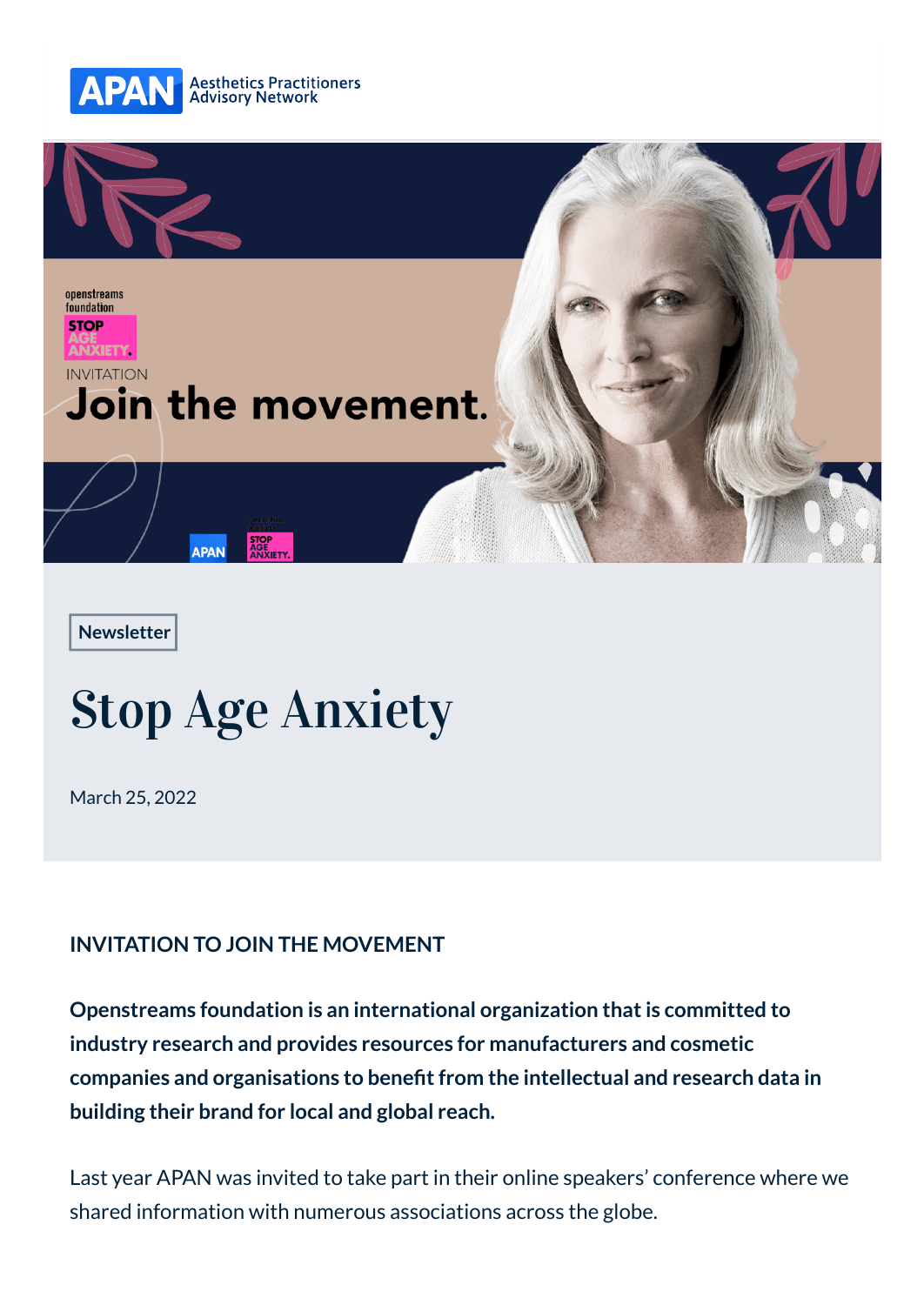APAN Aesthetics Practitioners Advisory Network

Newsletter

# Stop Age Anxiety

March 25, 2022

**INVITATION TO JOIN THE MOVEMENT**

**Openstreams foundation is an international organization that is committed to industry research and provides resources for manufacturers and cosmetic companies and organisations to benefit from the intellectual and research data in building their brand for local and global reach.**

Last year APAN was invited to take part in their online speakers' conference where we shared information with numerous associations across the globe.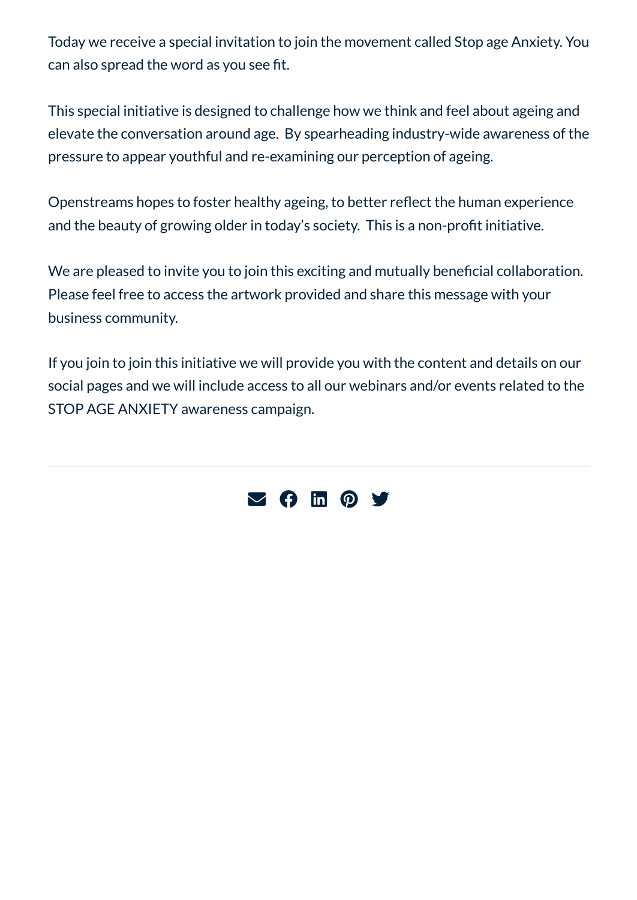Today we receive a special invitation to join the movement called Stop age Anxiety. You can also spread the word as you see fit.

This special initiative is designed to challenge how we think and feel about ageing and elevate the conversation around age. By spearheading industry-wide awareness of the pressure to appear youthful and re-examining our perception of ageing.

Openstreams hopes to foster healthy ageing, to better reflect the human experience and the beauty of growing older in today's society. This is a non-profit initiative.

We are pleased to invite you to join this exciting and mutually beneficial collaboration. Please feel free to access the artwork provided and share this message with your business community.

If you join to join this initiative we will provide you with the content and details on our social pages and we will include access to all our webinars and/or events related to the STOP AGE ANXIETY awareness campaign.